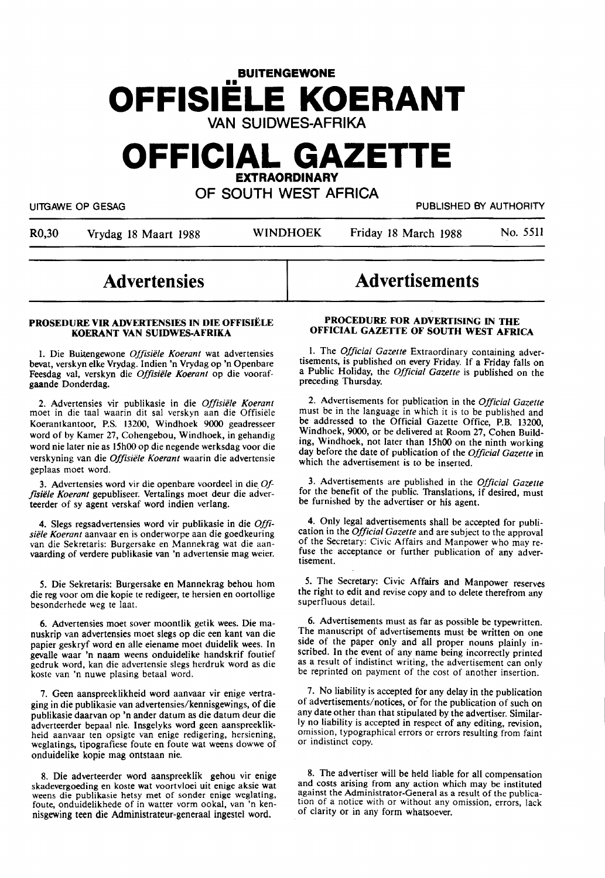**BUITENGEWONE**

# OFFISIËLE KOERANT

**VAN SUIDWES-AFRIKA**

# OFFICIAL GAZETTE

**EXTRAORDINARY**

**OF SOUTH WEST AFRICA**

UITGAWE OP GESAG — PUBLISHED BY AUTHORITY

R0,30 — Vrydag 18 Maart 1988 — WINDHOEK — Friday 18 March 1988 — No. 5511

## Advertensies

### PROSEDURE VIR ADVERTENSIES IN DIE OFFISIËLE KOERANT VAN SUIDWES-AFRIKA

1. Die Buitengewone *Offisiële Koerant* wat advertensies bevat, verskyn elke Vrydag. Indien 'n Vrydag op 'n Openbare Feesdag val, verskyn die *Offisiële Koerant* op die voorafgaande Donderdag.

2. Advertensies vir publikasie in die *Offisiële Koerant* moet in die taal waarin dit sal verskyn aan die Offisiële Koerantkantoor, P.S. 13200, Windhoek 9000 geadresseer word of by Kamer 27, Cohengebou, Windhoek, in gehandig word nie later nie as 15h00 op die negende werksdag voor die verskyning van die *Offisiële Koerant* waarin die advertensie geplaas moet word.

3. Advertensies word vir die openbare voordeel in die *Offisiële Koerant* gepubliseer. Vertalings moet deur die adverteerder of sy agent verskaf word indien verlang.

4. Slegs regsadvertensies word vir publikasie in die *Offisiële Koerant* aanvaar en is onderworpe aan die goedkeuring van die Sekretaris: Burgersake en Mannekrag wat die aanvaarding of verdere publikasie van 'n advertensie mag weier.

5. Die Sekretaris: Burgersake en Mannekrag behou hom die reg voor om die kopie te redigeer, te hersien en oortollige besonderhede weg te laat.

6. Advertensies moet sover moontlik getik wees. Die manuskrip van advertensies moet slegs op die een kant van die papier geskryf word en alle eiename moet duidelik wees. In gevalle waar 'n naam weens onduidelike handskrif foutief gedruk word, kan die advertensie slegs herdruk word as die koste van 'n nuwe plasing betaal word.

7. Geen aanspreeklikheid word aanvaar vir enige vertraging in die publikasie van advertensies/kennisgewings, of die publikasie daarvan op 'n ander datum as die datum deur die adverteerder bepaal nie. Insgelyks word geen aanspreeklikheid aanvaar ten opsigte van enige redigering, hersiening, weglatings, tipografiese foute en foute wat weens dowwe of onduidelike kopie mag ontstaan nie.

8. Die adverteerder word aanspreeklik gehou vir enige skadevergoeding en koste wat voortvloei uit enige aksie wat weens die publikasie hetsy met of sonder enige weglating, foute, onduidelikhede of in watter vorm ookal, van 'n kennisgewing teen die Administrateur-generaal ingestel word.

## Advertisements

### PROCEDURE FOR ADVERTISING IN THE OFFICIAL GAZETTE OF SOUTH WEST AFRICA

1. The *Official Gazette* Extraordinary containing advertisements, is published on every Friday. If a Friday falls on a Public Holiday, the *Official Gazette* is published on the preceding Thursday.

2. Advertisements for publication in the *Official Gazette* must be in the language in which it is to be published and be addressed to the Official Gazette Office, P.B. 13200, Windhoek, 9000, or be delivered at Room 27, Cohen Building, Windhoek, not later than 15h00 on the ninth working day before the date of publication of the *Official Gazette* in which the advertisement is to be inserted.

3. Advertisements are published in the *Official Gazette* for the benefit of the public. Translations, if desired, must be furnished by the advertiser or his agent.

4. Only legal advertisements shall be accepted for publication in the *Official Gazette* and are subject to the approval of the Secretary: Civic Affairs and Manpower who may refuse the acceptance or further publication of any advertisement.

5. The Secretary: Civic Affairs and Manpower reserves the right to edit and revise copy and to delete therefrom any superfluous detail.

6. Advertisements must as far as possible be typewritten. The manuscript of advertisements must be written on one side of the paper only and all proper nouns plainly inscribed. In the event of any name being incorrectly printed as a result of indistinct writing, the advertisement can only be reprinted on payment of the cost of another insertion.

7. No liability is accepted for any delay in the publication of advertisements/notices, or for the publication of such on any date other than that stipulated by the advertiser. Similarly no liability is accepted in respect of any editing, revision, omission, typographical errors or errors resulting from faint or indistinct copy.

8. The advertiser will be held liable for all compensation and costs arising from any action which may be instituted against the Administrator-General as a result of the publication of a notice with or without any omission, errors, lack of clarity or in any form whatsoever.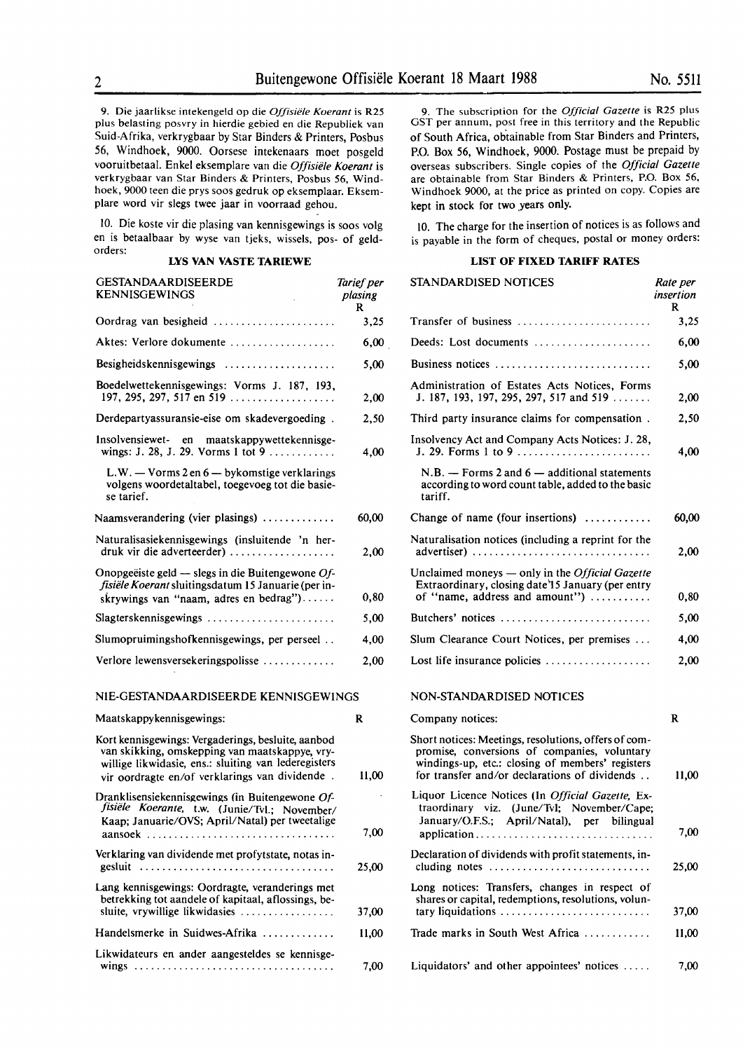9. Die jaarlikse intekengeld op die *Offisiële Koerant* is R25 plus belasting posvry in hierdie gebied en die Republiek van Suid-Afrika, verkrygbaar by Star Binders & Printers, Posbus 56, Windhoek, 9000. Oorsese intekenaars moet posgeld vooruitbetaal. Enkel eksemplare van die *Offisiële Koerant* is verkrygbaar van Star Binders & Printers, Posbus 56, Windhoek, 9000 teen die prys soos gedruk op eksemplaar. Eksemplare word vir slegs twee jaar in voorraad gehou.

10. Die koste vir die plasing van kennisgewings is soos volg en is betaalbaar by wyse van tjeks, wissels, pos- of geldorders:

### LYS VAN VASTE TARIEWE

| GESTANDAARDISEERDE KENNISGEWINGS | *Tarief per plasing* R |
|---|---|
| Oordrag van besigheid | 3,25 |
| Aktes: Verlore dokumente | 6,00 |
| Besigheidskennisgewings | 5,00 |
| Boedelwettekennisgewings: Vorms J. 187, 193, 197, 295, 297, 517 en 519 | 2,00 |
| Derdepartyassuransie-eise om skadevergoeding | 2,50 |
| Insolvensiewet- en maatskappywettekennisgewings: J. 28, J. 29. Vorms 1 tot 9 | 4,00 |
| L.W. — Vorms 2 en 6 — bykomstige verklarings volgens woordetaltabel, toegevoeg tot die basiese tarief. | |
| Naamsverandering (vier plasings) | 60,00 |
| Naturalisasiekennisgewings (insluitende 'n herdruk vir die adverteerder) | 2,00 |
| Onopgeëiste geld — slegs in die Buitengewone *Offisiële Koerant* sluitingsdatum 15 Januarie (per inskrywings van "naam, adres en bedrag") | 0,80 |
| Slagterskennisgewings | 5,00 |
| Slumopruimingshofkennisgewings, per perseel | 4,00 |
| Verlore lewensversekeringspolisse | 2,00 |

### NIE-GESTANDAARDISEERDE KENNISGEWINGS

| Maatskappykennisgewings: | R |
|---|---|
| Kort kennisgewings: Vergaderings, besluite, aanbod van skikking, omskepping van maatskappye, vrywillige likwidasie, ens.: sluiting van lederegisters vir oordragte en/of verklarings van dividende | 11,00 |
| Dranklisensiekennisgewings (in Buitengewone *Offisiële Koerante,* t.w. (Junie/Tvl.; November/Kaap; Januarie/OVS; April/Natal) per tweetalige aansoek | 7,00 |
| Verklaring van dividende met profytstate, notas ingesluit | 25,00 |
| Lang kennisgewings: Oordragte, veranderings met betrekking tot aandele of kapitaal, aflossings, besluite, vrywillige likwidasies | 37,00 |
| Handelsmerke in Suidwes-Afrika | 11,00 |
| Likwidateurs en ander aangesteldes se kennisgewings | 7,00 |

9. The subscription for the *Official Gazette* is R25 plus GST per annum, post free in this territory and the Republic of South Africa, obtainable from Star Binders and Printers, P.O. Box 56, Windhoek, 9000. Postage must be prepaid by overseas subscribers. Single copies of the *Official Gazette* are obtainable from Star Binders & Printers, P.O. Box 56, Windhoek 9000, at the price as printed on copy. Copies are kept in stock for two years only.

10. The charge for the insertion of notices is as follows and is payable in the form of cheques, postal or money orders:

### LIST OF FIXED TARIFF RATES

| STANDARDISED NOTICES | *Rate per insertion* R |
|---|---|
| Transfer of business | 3,25 |
| Deeds: Lost documents | 6,00 |
| Business notices | 5,00 |
| Administration of Estates Acts Notices, Forms J. 187, 193, 197, 295, 297, 517 and 519 | 2,00 |
| Third party insurance claims for compensation | 2,50 |
| Insolvency Act and Company Acts Notices: J. 28, J. 29. Forms 1 to 9 | 4,00 |
| N.B. — Forms 2 and 6 — additional statements according to word count table, added to the basic tariff. | |
| Change of name (four insertions) | 60,00 |
| Naturalisation notices (including a reprint for the advertiser) | 2,00 |
| Unclaimed moneys — only in the *Official Gazette* Extraordinary, closing date 15 January (per entry of "name, address and amount") | 0,80 |
| Butchers' notices | 5,00 |
| Slum Clearance Court Notices, per premises | 4,00 |
| Lost life insurance policies | 2,00 |

### NON-STANDARDISED NOTICES

| Company notices: | R |
|---|---|
| Short notices: Meetings, resolutions, offers of compromise, conversions of companies, voluntary windings-up, etc.: closing of members' registers for transfer and/or declarations of dividends | 11,00 |
| Liquor Licence Notices (In *Official Gazette,* Extraordinary viz. (June/Tvl; November/Cape; January/O.F.S.; April/Natal), per bilingual application | 7,00 |
| Declaration of dividends with profit statements, including notes | 25,00 |
| Long notices: Transfers, changes in respect of shares or capital, redemptions, resolutions, voluntary liquidations | 37,00 |
| Trade marks in South West Africa | 11,00 |
| Liquidators' and other appointees' notices | 7,00 |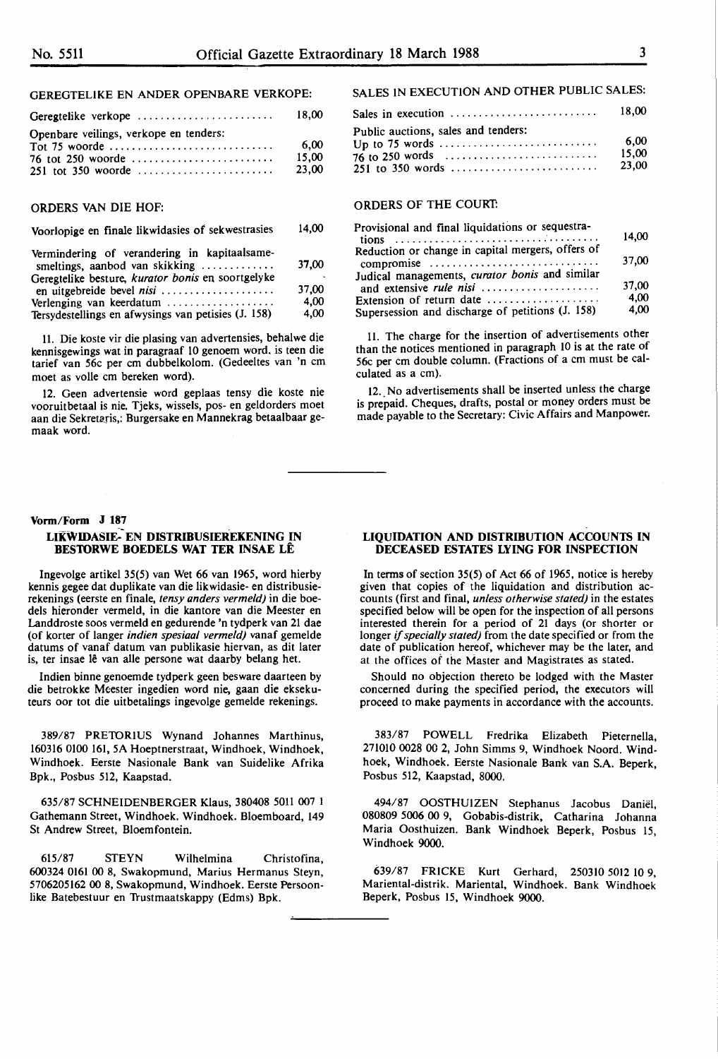GEREGTELIKE EN ANDER OPENBARE VERKOPE:

| | |
|---|---|
| Geregtelike verkope | 18,00 |
| Openbare veilings, verkope en tenders: | |
| Tot 75 woorde | 6,00 |
| 76 tot 250 woorde | 15,00 |
| 251 tot 350 woorde | 23,00 |

ORDERS VAN DIE HOF:

| | |
|---|---|
| Voorlopige en finale likwidasies of sekwestrasies | 14,00 |
| Vermindering of verandering in kapitaalsamesmeltings, aanbod van skikking | 37,00 |
| Geregtelike besture, *kurator bonis* en soortgelyke en uitgebreide bevel *nisi* | 37,00 |
| Verlenging van keerdatum | 4,00 |
| Tersydestellings en afwysings van petisies (J. 158) | 4,00 |

11. Die koste vir die plasing van advertensies, behalwe die kennisgewings wat in paragraaf 10 genoem word, is teen die tarief van 56c per cm dubbelkolom. (Gedeeltes van 'n cm moet as volle cm bereken word).

12. Geen advertensie word geplaas tensy die koste nie vooruitbetaal is nie. Tjeks, wissels, pos- en geldorders moet aan die Sekretaris,: Burgersake en Mannekrag betaalbaar gemaak word.

SALES IN EXECUTION AND OTHER PUBLIC SALES:

| | |
|---|---|
| Sales in execution | 18,00 |
| Public auctions, sales and tenders: | |
| Up to 75 words | 6,00 |
| 76 to 250 words | 15,00 |
| 251 to 350 words | 23,00 |

ORDERS OF THE COURT:

| | |
|---|---|
| Provisional and final liquidations or sequestrations | 14,00 |
| Reduction or change in capital mergers, offers of compromise | 37,00 |
| Judical managements, *curator bonis* and similar and extensive *rule nisi* | 37,00 |
| Extension of return date | 4,00 |
| Supersession and discharge of petitions (J. 158) | 4,00 |

11. The charge for the insertion of advertisements other than the notices mentioned in paragraph 10 is at the rate of 56c per cm double column. (Fractions of a cm must be calculated as a cm).

12. No advertisements shall be inserted unless the charge is prepaid. Cheques, drafts, postal or money orders must be made payable to the Secretary: Civic Affairs and Manpower.

---

**Vorm/Form J 187**

## LIKWIDASIE- EN DISTRIBUSIEREKENING IN BESTORWE BOEDELS WAT TER INSAE LÊ

Ingevolge artikel 35(5) van Wet 66 van 1965, word hierby kennis gegee dat duplikate van die likwidasie- en distribusierekenings (eerste en finale, *tensy anders vermeld)* in die boedels hieronder vermeld, in die kantore van die Meester en Landdroste soos vermeld en gedurende 'n tydperk van 21 dae (of korter of langer *indien spesiaal vermeld)* vanaf gemelde datums of vanaf datum van publikasie hiervan, as dit later is, ter insae lê van alle persone wat daarby belang het.

Indien binne genoemde tydperk geen besware daarteen by die betrokke Meester ingedien word nie, gaan die eksekuteurs oor tot die uitbetalings ingevolge gemelde rekenings.

389/87 PRETORIUS Wynand Johannes Marthinus, 160316 0100 161, 5A Hoeptnerstraat, Windhoek, Windhoek, Windhoek. Eerste Nasionale Bank van Suidelike Afrika Bpk., Posbus 512, Kaapstad.

635/87 SCHNEIDENBERGER Klaus, 380408 5011 007 1 Gathemann Street, Windhoek. Windhoek. Bloemboard, 149 St Andrew Street, Bloemfontein.

615/87 STEYN Wilhelmina Christofina, 600324 0161 00 8, Swakopmund, Marius Hermanus Steyn, 5706205162 00 8, Swakopmund, Windhoek. Eerste Persoonlike Batebestuur en Trustmaatskappy (Edms) Bpk.

## LIQUIDATION AND DISTRIBUTION ACCOUNTS IN DECEASED ESTATES LYING FOR INSPECTION

In terms of section 35(5) of Act 66 of 1965, notice is hereby given that copies of the liquidation and distribution accounts (first and final, *unless otherwise stated)* in the estates specified below will be open for the inspection of all persons interested therein for a period of 21 days (or shorter or longer *if specially stated)* from the date specified or from the date of publication hereof, whichever may be the later, and at the offices of the Master and Magistrates as stated.

Should no objection thereto be lodged with the Master concerned during the specified period, the executors will proceed to make payments in accordance with the accounts.

383/87 POWELL Fredrika Elizabeth Pieternella, 271010 0028 00 2, John Simms 9, Windhoek Noord. Windhoek, Windhoek. Eerste Nasionale Bank van S.A. Beperk, Posbus 512, Kaapstad, 8000.

494/87 OOSTHUIZEN Stephanus Jacobus Daniël, 080809 5006 00 9, Gobabis-distrik, Catharina Johanna Maria Oosthuizen. Bank Windhoek Beperk, Posbus 15, Windhoek 9000.

639/87 FRICKE Kurt Gerhard, 250310 5012 10 9, Mariental-distrik. Mariental, Windhoek. Bank Windhoek Beperk, Posbus 15, Windhoek 9000.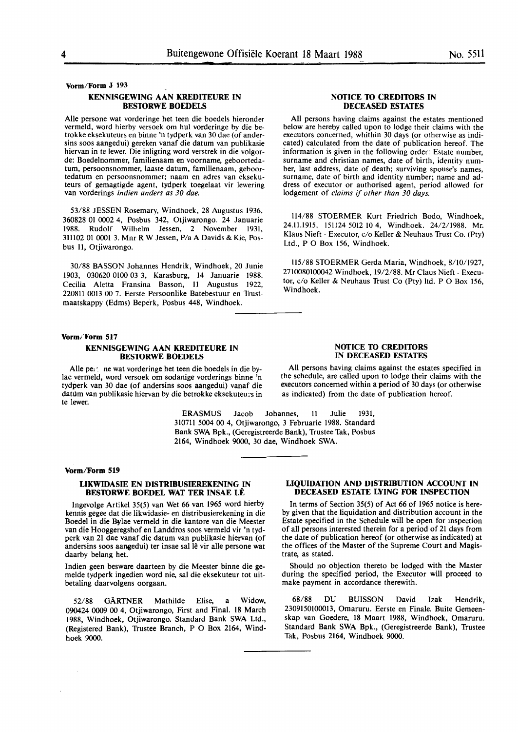**Vorm/Form J 193**

### KENNISGEWING AAN KREDITEURE IN BESTORWE BOEDELS

Alle persone wat vorderinge het teen die boedels hieronder vermeld, word hierby versoek om hul vorderinge by die betrokke eksekuteurs en binne 'n tydperk van 30 dae (of andersins soos aangedui) gereken vanaf die datum van publikasie hiervan in te lewer. Die inligting word verstrek in die volgorde: Boedelnommer, familienaam en voorname, geboortedatum, persoonsnommer, laaste datum, familienaam, geboortedatum en persoonsnommer; naam en adres van eksekuteurs of gemagtigde agent, tydperk toegelaat vir lewering van vorderings *indien anders as 30 dae.*

53/88 JESSEN Rosemary, Windhoek, 28 Augustus 1936, 360828 01 0002 4, Posbus 342, Otjiwarongo. 24 Januarie 1988. Rudolf Wilhelm Jessen, 2 November 1931, 311102 01 0001 3. Mnr R W Jessen, P/a A Davids & Kie, Posbus 11, Otjiwarongo.

30/88 BASSON Johannes Hendrik, Windhoek, 20 Junie 1903, 030620 0100 03 3, Karasburg, 14 Januarie 1988. Cecilia Aletta Fransina Basson, 11 Augustus 1922, 220811 0013 00 7. Eerste Persoonlike Batebestuur en Trustmaatskappy (Edms) Beperk, Posbus 448, Windhoek.

### NOTICE TO CREDITORS IN DECEASED ESTATES

All persons having claims against the estates mentioned below are hereby called upon to lodge their claims with the executors concerned, whithin 30 days (or otherwise as indicated) calculated from the date of publication hereof. The information is given in the following order: Estate number, surname and christian names, date of birth, identity number, last address, date of death; surviving spouse's names, surname, date of birth and identity number; name and address of executor or authorised agent, period allowed for lodgement of *claims if other than 30 days.*

114/88 STOERMER Kurt Friedrich Bodo, Windhoek, 24.11.1915, 151124 5012 10 4, Windhoek. 24/2/1988. Mr. Klaus Nieft - Executor, c/o Keller & Neuhaus Trust Co. (Pty) Ltd., P O Box 156, Windhoek.

115/88 STOERMER Gerda Maria, Windhoek, 8/10/1927, 2710080100042 Windhoek, 19/2/88. Mr Claus Nieft - Executor, c/o Keller & Neuhaus Trust Co (Pty) ltd. P O Box 156, Windhoek.

---

**Vorm/Form 517**

### KENNISGEWING AAN KREDITEURE IN BESTORWE BOEDELS

Alle persone wat vorderinge het teen die boedels in die bylae vermeld, word versoek om sodanige vorderings binne 'n tydperk van 30 dae (of andersins soos aangedui) vanaf die datum van publikasie hiervan by die betrokke eksekuteurs in te lewer.

### NOTICE TO CREDITORS IN DECEASED ESTATES

All persons having claims against the estates specified in the schedule, are called upon to lodge their claims with the executors concerned within a period of 30 days (or otherwise as indicated) from the date of publication hereof.

ERASMUS Jacob Johannes, 11 Julie 1931, 310711 5004 00 4, Otjiwarongo, 3 Februarie 1988. Standard Bank SWA Bpk., (Geregistreerde Bank), Trustee Tak, Posbus 2164, Windhoek 9000, 30 dae, Windhoek SWA.

---

**Vorm/Form 519**

### LIKWIDASIE EN DISTRIBUSIEREKENING IN BESTORWE BOEDEL WAT TER INSAE LÊ

Ingevolge Artikel 35(5) van Wet 66 van 1965 word hierby kennis gegee dat die likwidasie- en distribusierekening in die Boedel in die Bylae vermeld in die kantore van die Meester van die Hooggeregshof en Landdros soos vermeld vir 'n tydperk van 21 dae vanaf die datum van publikasie hiervan (of andersins soos aangedui) ter insae sal lê vir alle persone wat daarby belang het.

Indien geen besware daarteen by die Meester binne die gemelde tydperk ingedien word nie, sal die eksekuteur tot uitbetaling daarvolgens oorgaan.

52/88 GÄRTNER Mathilde Elise, a Widow, 090424 0009 00 4, Otjiwarongo, First and Final. 18 March 1988, Windhoek, Otjiwarongo. Standard Bank SWA Ltd., (Registered Bank), Trustee Branch, P O Box 2164, Windhoek 9000.

### LIQUIDATION AND DISTRIBUTION ACCOUNT IN DECEASED ESTATE LYING FOR INSPECTION

In terms of Section 35(5) of Act 66 of 1965 notice is hereby given that the liquidation and distribution account in the Estate specified in the Schedule will be open for inspection of all persons interested therein for a period of 21 days from the date of publication hereof (or otherwise as indicated) at the offices of the Master of the Supreme Court and Magistrate, as stated.

Should no objection thereto be lodged with the Master during the specified period, the Executor will proceed to make payment in accordance therewith.

68/88 DU BUISSON David Izak Hendrik, 2309150100013, Omaruru. Eerste en Finale. Buite Gemeenskap van Goedere, 18 Maart 1988, Windhoek, Omaruru. Standard Bank SWA Bpk., (Geregistreerde Bank), Trustee Tak, Posbus 2164, Windhoek 9000.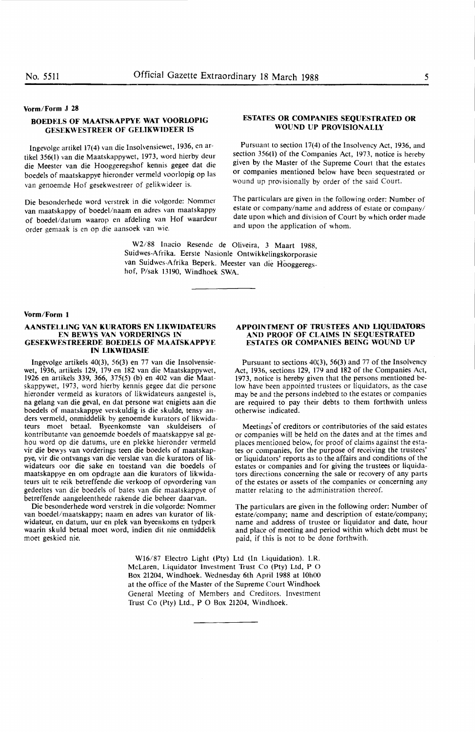Vorm/Form J 28

## BOEDELS OF MAATSKAPPYE WAT VOORLOPIG GESEKWESTREER OF GELIKWIDEER IS

Ingevolge artikel 17(4) van die Insolvensiewet, 1936, en artikel 356(1) van die Maatskappywet, 1973, word hierby deur die Meester van die Hooggeregshof kennis gegee dat die boedels of maatskappye hieronder vermeld voorlopig op las van genoemde Hof gesekwestreer of gelikwideer is.

Die besonderhede word verstrek in die volgorde: Nommer van maatskappy of boedel/naam en adres van maatskappy of boedel/datum waarop en afdeling van Hof waardeur order gemaak is en op die aansoek van wie.

## ESTATES OR COMPANIES SEQUESTRATED OR WOUND UP PROVISIONALLY

Pursuant to section 17(4) of the Insolvency Act, 1936, and section 356(1) of the Companies Act, 1973, notice is hereby given by the Master of the Supreme Court that the estates or companies mentioned below have been sequestrated or wound up provisionally by order of the said Court.

The particulars are given in the following order: Number of estate or company/name and address of estate or company/ date upon which and division of Court by which order made and upon the application of whom.

W2/88 Inacio Resende de Oliveira, 3 Maart 1988, Suidwes-Afrika. Eerste Nasionle Ontwikkelingskorporasie van Suidwes-Afrika Beperk. Meester van die Hooggeregshof, P/sak 13190, Windhoek SWA.

---

Vorm/Form 1

## AANSTELLING VAN KURATORS EN LIKWIDATEURS EN BEWYS VAN VORDERINGS IN GESEKWESTREERDE BOEDELS OF MAATSKAPPYE IN LIKWIDASIE

Ingevolge artikels 40(3), 56(3) en 77 van die Insolvensiewet, 1936, artikels 129, 179 en 182 van die Maatskappywet, 1926 en artikels 339, 366, 375(5) (b) en 402 van die Maatskappywet, 1973, word hierby kennis gegee dat die persone hieronder vermeld as kurators of likwidateurs aangestel is, na gelang van die geval, en dat persone wat enigiets aan die boedels of maatskappye verskuldig is die skulde, tensy anders vermeld, onmiddelik by genoemde kurators of likwidateurs moet betaal. Byeenkomste van skuldeisers of kontributante van genoemde boedels of maatskappye sal gehou word op die datums, ure en plekke hieronder vermeld vir die bewys van vorderings teen die boedels of maatskappye, vir die ontvangs van die verslae van die kurators of likwidateurs oor die sake en toestand van die boedels of maatskappye en om opdragte aan die kurators of likwidateurs uit te reik betreffende die verkoop of opvordering van gedeeltes van die boedels of bates van die maatskappye of betreffende aangeleenthede rakende die beheer daarvan.

Die besonderhede word verstrek in die volgorde: Nommer van boedel/maatskappy; naam en adres van kurator of likwidateur, en datum, uur en plek van byeenkoms en tydperk waarin skuld betaal moet word, indien dit nie onmiddelik moet geskied nie.

## APPOINTMENT OF TRUSTEES AND LIQUIDATORS AND PROOF OF CLAIMS IN SEQUESTRATED ESTATES OR COMPANIES BEING WOUND UP

Pursuant to sections 40(3), 56(3) and 77 of the Insolvency Act, 1936, sections 129, 179 and 182 of the Companies Act, 1973, notice is hereby given that the persons mentioned below have been appointed trustees or liquidators, as the case may be and the persons indebted to the estates or companies are required to pay their debts to them forthwith unless otherwise indicated.

Meetings of creditors or contributories of the said estates or companies will be held on the dates and at the times and places mentioned below, for proof of claims against the estates or companies, for the purpose of receiving the trustees' or liquidators' reports as to the affairs and conditions of the estates or companies and for giving the trustees or liquidators directions concerning the sale or recovery of any parts of the estates or assets of the companies or concerning any matter relating to the administration thereof.

The particulars are given in the following order: Number of estate/company; name and description of estate/company; name and address of trustee or liquidator and date, hour and place of meeting and period within which debt must be paid, if this is not to be done forthwith.

W16/87 Electro Light (Pty) Ltd (In Liquidation). I.R. McLaren, Liquidator Investment Trust Co (Pty) Ltd, P O Box 21204, Windhoek. Wednesday 6th April 1988 at 10h00 at the office of the Master of the Supreme Court Windhoek General Meeting of Members and Creditors. Investment Trust Co (Pty) Ltd., P O Box 21204, Windhoek.

---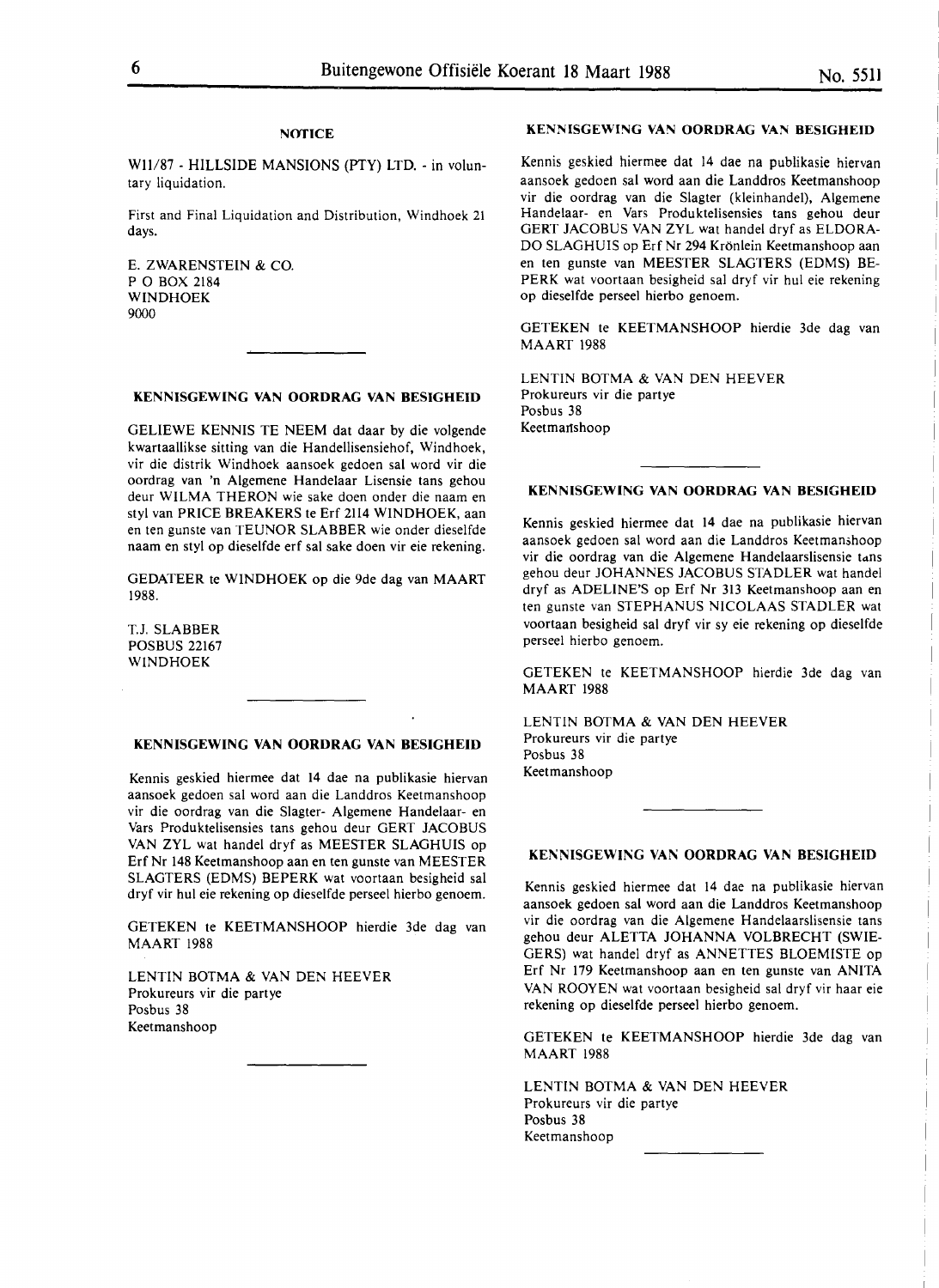## NOTICE

W11/87 - HILLSIDE MANSIONS (PTY) LTD. - in voluntary liquidation.

First and Final Liquidation and Distribution, Windhoek 21 days.

E. ZWARENSTEIN & CO.  
P O BOX 2184  
WINDHOEK  
9000

## KENNISGEWING VAN OORDRAG VAN BESIGHEID

GELIEWE KENNIS TE NEEM dat daar by die volgende kwartaallikse sitting van die Handellisensiehof, Windhoek, vir die distrik Windhoek aansoek gedoen sal word vir die oordrag van 'n Algemene Handelaar Lisensie tans gehou deur WILMA THERON wie sake doen onder die naam en styl van PRICE BREAKERS te Erf 2114 WINDHOEK, aan en ten gunste van TEUNOR SLABBER wie onder dieselfde naam en styl op dieselfde erf sal sake doen vir eie rekening.

GEDATEER te WINDHOEK op die 9de dag van MAART 1988.

T.J. SLABBER  
POSBUS 22167  
WINDHOEK

## KENNISGEWING VAN OORDRAG VAN BESIGHEID

Kennis geskied hiermee dat 14 dae na publikasie hiervan aansoek gedoen sal word aan die Landdros Keetmanshoop vir die oordrag van die Slagter- Algemene Handelaar- en Vars Produktelisensies tans gehou deur GERT JACOBUS VAN ZYL wat handel dryf as MEESTER SLAGHUIS op Erf Nr 148 Keetmanshoop aan en ten gunste van MEESTER SLAGTERS (EDMS) BEPERK wat voortaan besigheid sal dryf vir hul eie rekening op dieselfde perseel hierbo genoem.

GETEKEN te KEETMANSHOOP hierdie 3de dag van MAART 1988

LENTIN BOTMA & VAN DEN HEEVER  
Prokureurs vir die partye  
Posbus 38  
Keetmanshoop

## KENNISGEWING VAN OORDRAG VAN BESIGHEID

Kennis geskied hiermee dat 14 dae na publikasie hiervan aansoek gedoen sal word aan die Landdros Keetmanshoop vir die oordrag van die Slagter (kleinhandel), Algemene Handelaar- en Vars Produktelisensies tans gehou deur GERT JACOBUS VAN ZYL wat handel dryf as ELDORADO SLAGHUIS op Erf Nr 294 Krönlein Keetmanshoop aan en ten gunste van MEESTER SLAGTERS (EDMS) BEPERK wat voortaan besigheid sal dryf vir hul eie rekening op dieselfde perseel hierbo genoem.

GETEKEN te KEETMANSHOOP hierdie 3de dag van MAART 1988

LENTIN BOTMA & VAN DEN HEEVER  
Prokureurs vir die partye  
Posbus 38  
Keetmanshoop

## KENNISGEWING VAN OORDRAG VAN BESIGHEID

Kennis geskied hiermee dat 14 dae na publikasie hiervan aansoek gedoen sal word aan die Landdros Keetmanshoop vir die oordrag van die Algemene Handelaarslisensie tans gehou deur JOHANNES JACOBUS STADLER wat handel dryf as ADELINE'S op Erf Nr 313 Keetmanshoop aan en ten gunste van STEPHANUS NICOLAAS STADLER wat voortaan besigheid sal dryf vir sy eie rekening op dieselfde perseel hierbo genoem.

GETEKEN te KEETMANSHOOP hierdie 3de dag van MAART 1988

LENTIN BOTMA & VAN DEN HEEVER  
Prokureurs vir die partye  
Posbus 38  
Keetmanshoop

## KENNISGEWING VAN OORDRAG VAN BESIGHEID

Kennis geskied hiermee dat 14 dae na publikasie hiervan aansoek gedoen sal word aan die Landdros Keetmanshoop vir die oordrag van die Algemene Handelaarslisensie tans gehou deur ALETTA JOHANNA VOLBRECHT (SWIEGERS) wat handel dryf as ANNETTES BLOEMISTE op Erf Nr 179 Keetmanshoop aan en ten gunste van ANITA VAN ROOYEN wat voortaan besigheid sal dryf vir haar eie rekening op dieselfde perseel hierbo genoem.

GETEKEN te KEETMANSHOOP hierdie 3de dag van MAART 1988

LENTIN BOTMA & VAN DEN HEEVER  
Prokureurs vir die partye  
Posbus 38  
Keetmanshoop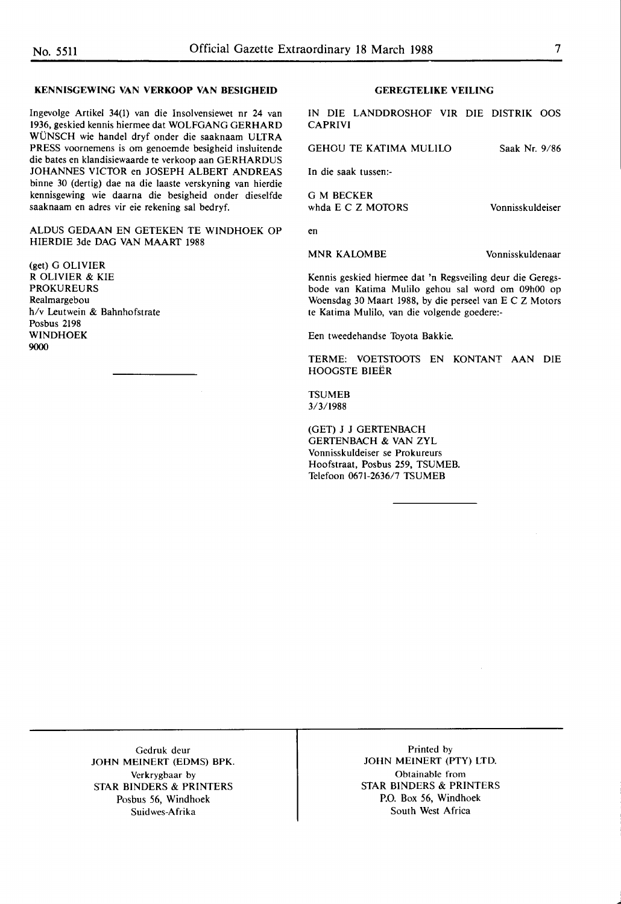## KENNISGEWING VAN VERKOOP VAN BESIGHEID

Ingevolge Artikel 34(1) van die Insolvensiewet nr 24 van 1936, geskied kennis hiermee dat WOLFGANG GERHARD WÜNSCH wie handel dryf onder die saaknaam ULTRA PRESS voornemens is om genoemde besigheid insluitende die bates en klandisiewaarde te verkoop aan GERHARDUS JOHANNES VICTOR en JOSEPH ALBERT ANDREAS binne 30 (dertig) dae na die laaste verskyning van hierdie kennisgewing wie daarna die besigheid onder dieselfde saaknaam en adres vir eie rekening sal bedryf.

ALDUS GEDAAN EN GETEKEN TE WINDHOEK OP HIERDIE 3de DAG VAN MAART 1988

(get) G OLIVIER
R OLIVIER & KIE
PROKUREURS
Realmargebou
h/v Leutwein & Bahnhofstrate
Posbus 2198
WINDHOEK
9000

---

## GEREGTELIKE VEILING

IN DIE LANDDROSHOF VIR DIE DISTRIK OOS CAPRIVI

GEHOU TE KATIMA MULILO — Saak Nr. 9/86

In die saak tussen:-

G M BECKER
whda E C Z MOTORS — Vonnisskuldeiser

en

MNR KALOMBE — Vonnisskuldenaar

Kennis geskied hiermee dat 'n Regsveiling deur die Geregsbode van Katima Mulilo gehou sal word om 09h00 op Woensdag 30 Maart 1988, by die perseel van E C Z Motors te Katima Mulilo, van die volgende goedere:-

Een tweedehandse Toyota Bakkie.

TERME: VOETSTOOTS EN KONTANT AAN DIE HOOGSTE BIEËR

TSUMEB
3/3/1988

(GET) J J GERTENBACH
GERTENBACH & VAN ZYL
Vonnisskuldeiser se Prokureurs
Hoofstraat, Posbus 259, TSUMEB.
Telefoon 0671-2636/7 TSUMEB

---

Gedruk deur
JOHN MEINERT (EDMS) BPK.
Verkrygbaar by
STAR BINDERS & PRINTERS
Posbus 56, Windhoek
Suidwes-Afrika

Printed by
JOHN MEINERT (PTY) LTD.
Obtainable from
STAR BINDERS & PRINTERS
P.O. Box 56, Windhoek
South West Africa